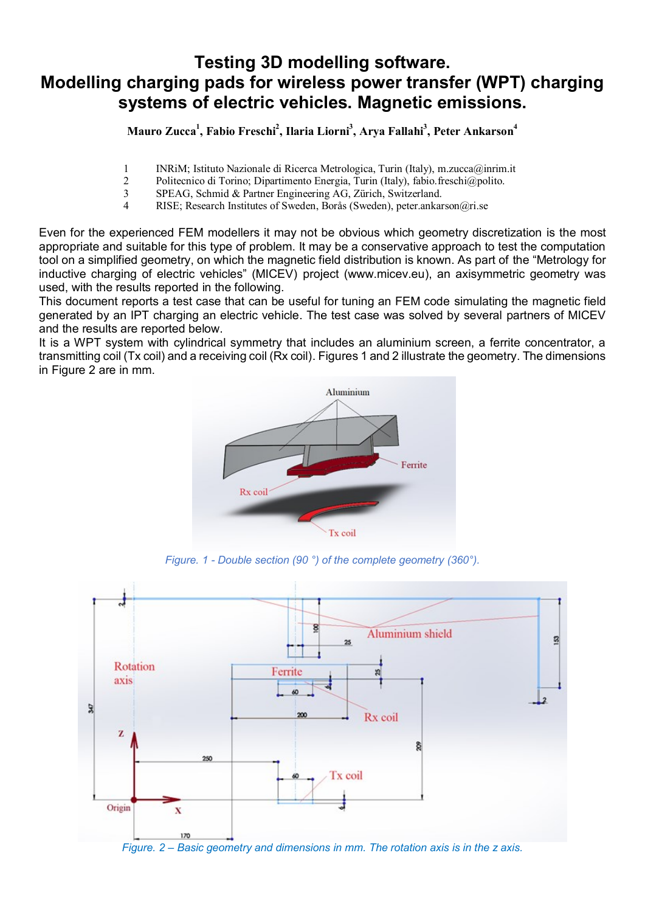# Testing 3D modelling software. Modelling charging pads for wireless power transfer (WPT) charging systems of electric vehicles. Magnetic emissions.

**Mauro Zucca[1], Fabio Freschi[2], Ilaria Liorni[3], Arya Fallahi[3], Peter Ankarson[4]**

1 INRiM; Istituto Nazionale di Ricerca Metrologica, Turin (Italy), m.zucca@inrim.it
2 Politecnico di Torino; Dipartimento Energia, Turin (Italy), fabio.freschi@polito.
3 SPEAG, Schmid & Partner Engineering AG, Zürich, Switzerland.
4 RISE; Research Institutes of Sweden, Borås (Sweden), peter.ankarson@ri.se

Even for the experienced FEM modellers it may not be obvious which geometry discretization is the most appropriate and suitable for this type of problem. It may be a conservative approach to test the computation tool on a simplified geometry, on which the magnetic field distribution is known. As part of the "Metrology for inductive charging of electric vehicles" (MICEV) project (www.micev.eu), an axisymmetric geometry was used, with the results reported in the following.

This document reports a test case that can be useful for tuning an FEM code simulating the magnetic field generated by an IPT charging an electric vehicle. The test case was solved by several partners of MICEV and the results are reported below.

It is a WPT system with cylindrical symmetry that includes an aluminium screen, a ferrite concentrator, a transmitting coil (Tx coil) and a receiving coil (Rx coil). Figures 1 and 2 illustrate the geometry. The dimensions in Figure 2 are in mm.

*Figure. 1 - Double section (90 °) of the complete geometry (360°).*

*Figure. 2 – Basic geometry and dimensions in mm. The rotation axis is in the z axis.*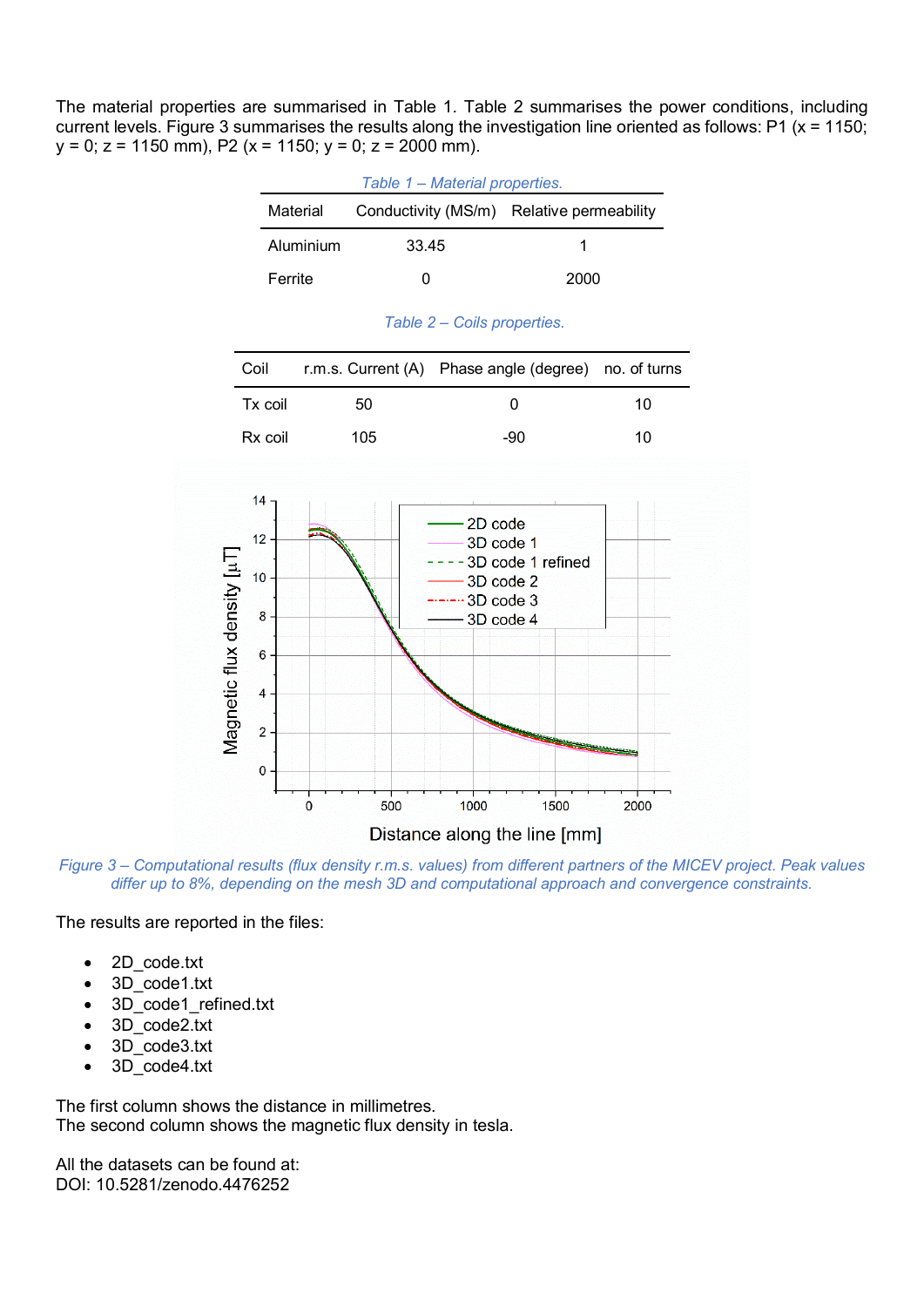The material properties are summarised in Table 1. Table 2 summarises the power conditions, including current levels. Figure 3 summarises the results along the investigation line oriented as follows: P1 (x = 1150; y = 0; z = 1150 mm), P2 (x = 1150; y = 0; z = 2000 mm).

*Table 1 – Material properties.*

| Material | Conductivity (MS/m) | Relative permeability |
|---|---|---|
| Aluminium | 33.45 | 1 |
| Ferrite | 0 | 2000 |

*Table 2 – Coils properties.*

| Coil | r.m.s. Current (A) | Phase angle (degree) | no. of turns |
|---|---|---|---|
| Tx coil | 50 | 0 | 10 |
| Rx coil | 105 | -90 | 10 |

Magnetic flux density [μT]

14
12
10
8
6
4
2
0

0
500
1000
1500
2000

Distance along the line [mm]

2D code
3D code 1
3D code 1 refined
3D code 2
3D code 3
3D code 4

*Figure 3 – Computational results (flux density r.m.s. values) from different partners of the MICEV project. Peak values differ up to 8%, depending on the mesh 3D and computational approach and convergence constraints.*

The results are reported in the files:

- 2D_code.txt
- 3D_code1.txt
- 3D_code1_refined.txt
- 3D_code2.txt
- 3D_code3.txt
- 3D_code4.txt

The first column shows the distance in millimetres.
The second column shows the magnetic flux density in tesla.

All the datasets can be found at:
DOI: 10.5281/zenodo.4476252